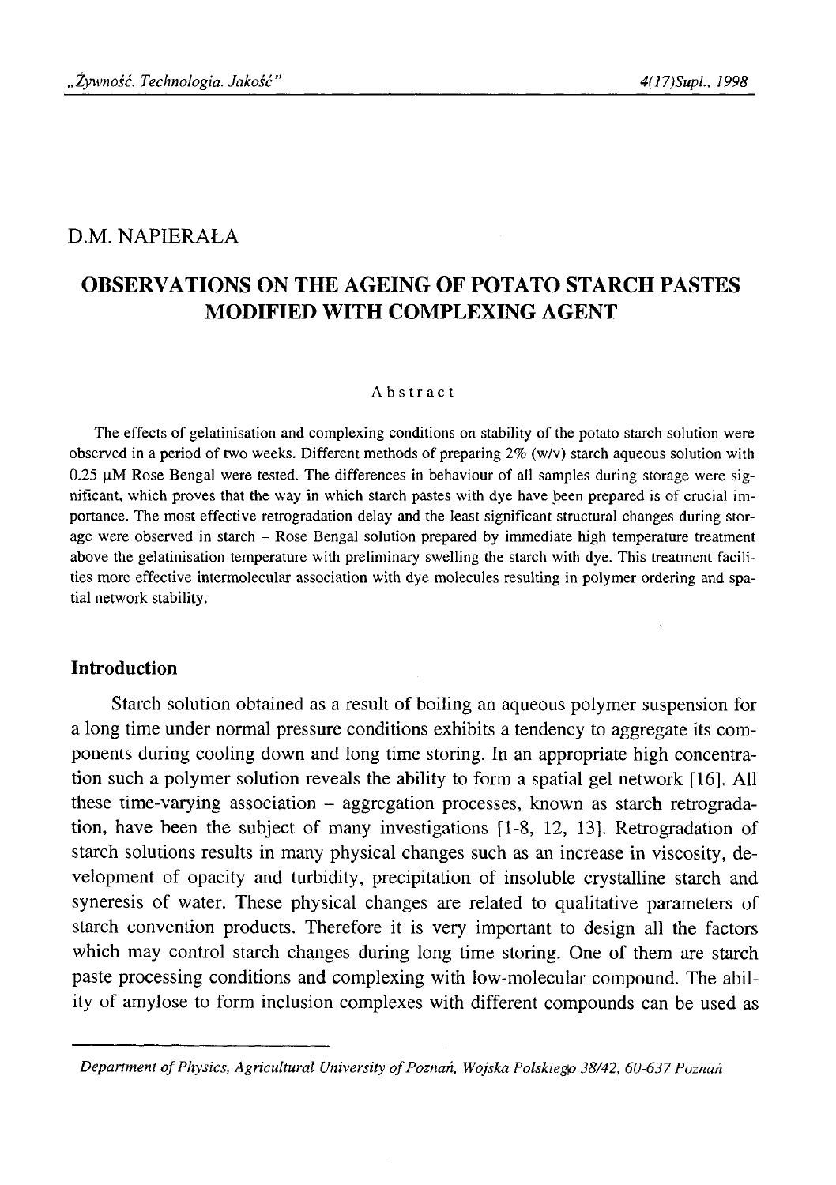D.M. NAPIERAŁA

# OBSERVATIONS ON THE AGEING OF POTATO STARCH PASTES MODIFIED WITH COMPLEXING AGENT

### Abstract

The effects of gelatinisation and complexing conditions on stability of the potato starch solution were observed in a period of two weeks. Different methods of preparing 2% (w/v) starch aqueous solution with 0.25 μM Rose Bengal were tested. The differences in behaviour of all samples during storage were significant, which proves that the way in which starch pastes with dye have been prepared is of crucial importance. The most effective retrogradation delay and the least significant structural changes during storage were observed in starch – Rose Bengal solution prepared by immediate high temperature treatment above the gelatinisation temperature with preliminary swelling the starch with dye. This treatment facilities more effective intermolecular association with dye molecules resulting in polymer ordering and spatial network stability.

## Introduction

Starch solution obtained as a result of boiling an aqueous polymer suspension for a long time under normal pressure conditions exhibits a tendency to aggregate its components during cooling down and long time storing. In an appropriate high concentration such a polymer solution reveals the ability to form a spatial gel network [16]. All these time-varying association – aggregation processes, known as starch retrogradation, have been the subject of many investigations [1-8, 12, 13]. Retrogradation of starch solutions results in many physical changes such as an increase in viscosity, development of opacity and turbidity, precipitation of insoluble crystalline starch and syneresis of water. These physical changes are related to qualitative parameters of starch convention products. Therefore it is very important to design all the factors which may control starch changes during long time storing. One of them are starch paste processing conditions and complexing with low-molecular compound. The ability of amylose to form inclusion complexes with different compounds can be used as

*Department of Physics, Agricultural University of Poznań, Wojska Polskiego 38/42, 60-637 Poznań*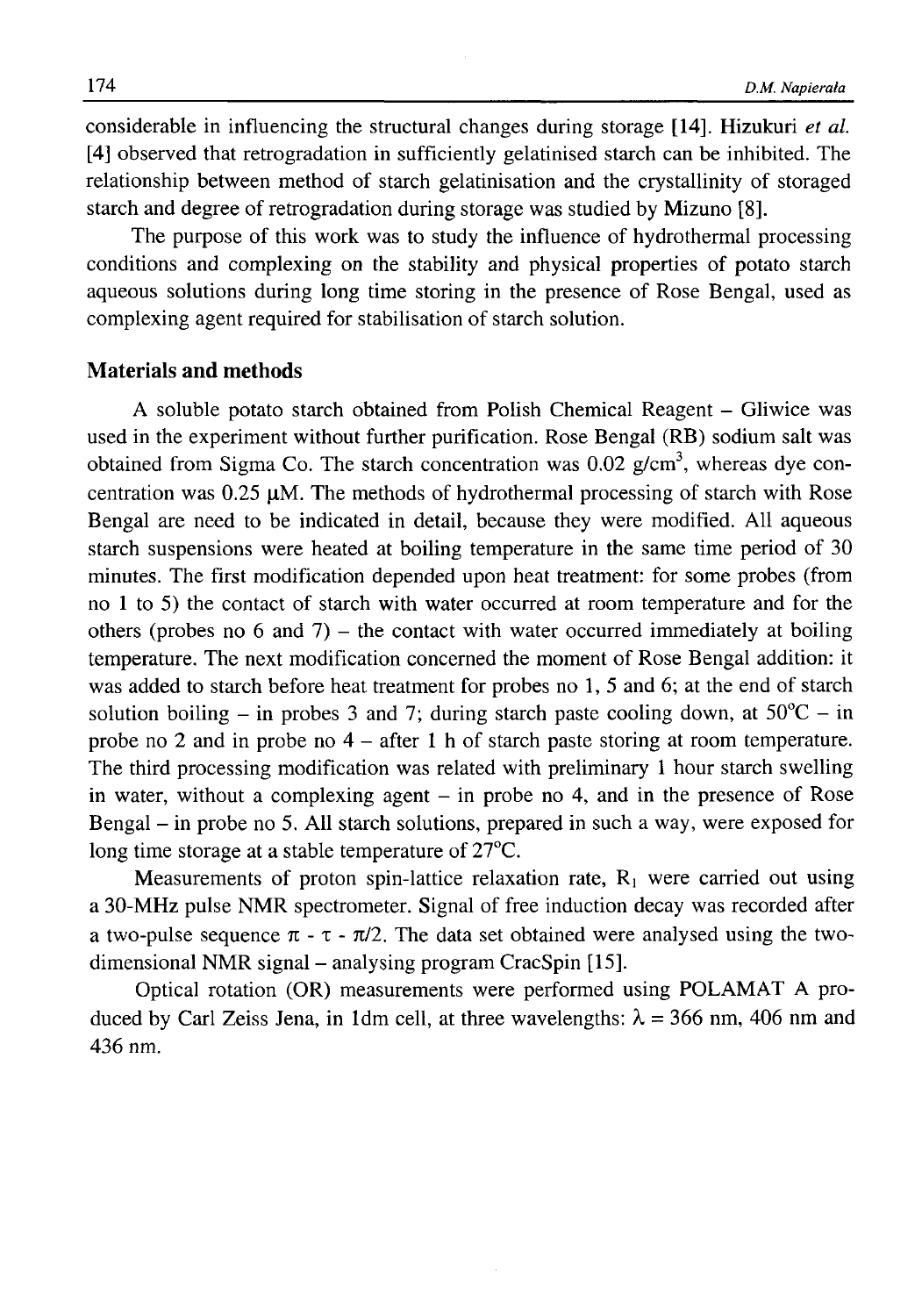considerable in influencing the structural changes during storage [14]. Hizukuri *et al.* [4] observed that retrogradation in sufficiently gelatinised starch can be inhibited. The relationship between method of starch gelatinisation and the crystallinity of storaged starch and degree of retrogradation during storage was studied by Mizuno [8].

The purpose of this work was to study the influence of hydrothermal processing conditions and complexing on the stability and physical properties of potato starch aqueous solutions during long time storing in the presence of Rose Bengal, used as complexing agent required for stabilisation of starch solution.

## Materials and methods

A soluble potato starch obtained from Polish Chemical Reagent – Gliwice was used in the experiment without further purification. Rose Bengal (RB) sodium salt was obtained from Sigma Co. The starch concentration was 0.02 $g/cm^3$, whereas dye concentration was 0.25 μM. The methods of hydrothermal processing of starch with Rose Bengal are need to be indicated in detail, because they were modified. All aqueous starch suspensions were heated at boiling temperature in the same time period of 30 minutes. The first modification depended upon heat treatment: for some probes (from no 1 to 5) the contact of starch with water occurred at room temperature and for the others (probes no 6 and 7) – the contact with water occurred immediately at boiling temperature. The next modification concerned the moment of Rose Bengal addition: it was added to starch before heat treatment for probes no 1, 5 and 6; at the end of starch solution boiling – in probes 3 and 7; during starch paste cooling down, at 50°C – in probe no 2 and in probe no 4 – after 1 h of starch paste storing at room temperature. The third processing modification was related with preliminary 1 hour starch swelling in water, without a complexing agent – in probe no 4, and in the presence of Rose Bengal – in probe no 5. All starch solutions, prepared in such a way, were exposed for long time storage at a stable temperature of 27°C.

Measurements of proton spin-lattice relaxation rate, $R_1$ were carried out using a 30-MHz pulse NMR spectrometer. Signal of free induction decay was recorded after a two-pulse sequence $\pi$ - $\tau$ - $\pi/2$. The data set obtained were analysed using the two-dimensional NMR signal – analysing program CracSpin [15].

Optical rotation (OR) measurements were performed using POLAMAT A produced by Carl Zeiss Jena, in 1dm cell, at three wavelengths: $\lambda$ = 366 nm, 406 nm and 436 nm.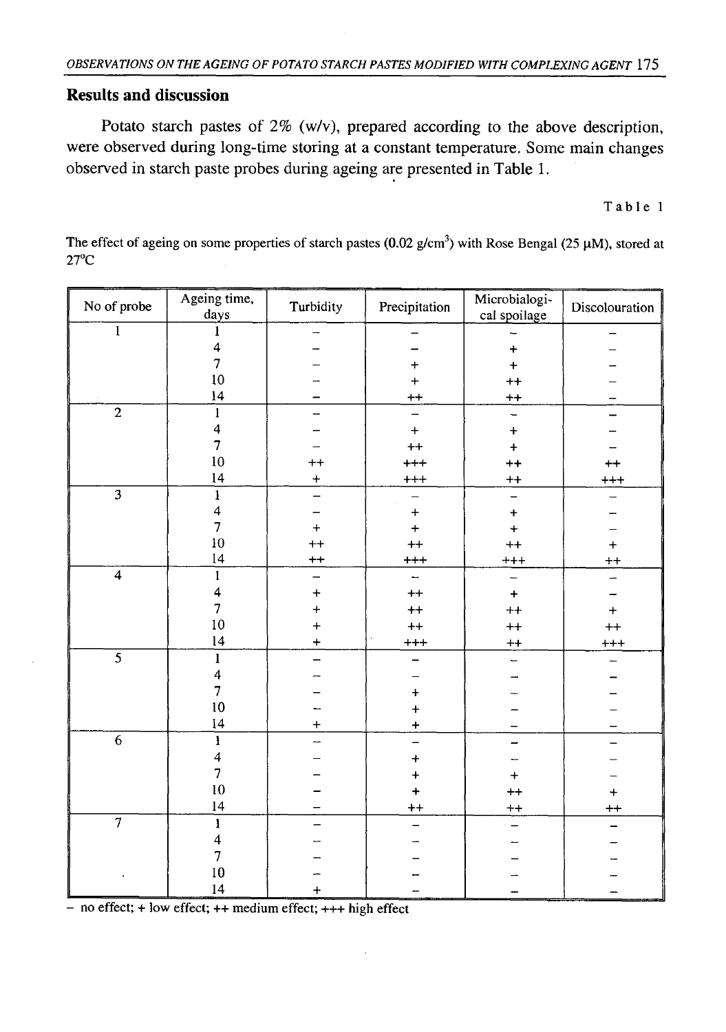## Results and discussion

Potato starch pastes of 2% (w/v), prepared according to the above description, were observed during long-time storing at a constant temperature. Some main changes observed in starch paste probes during ageing are presented in Table 1.

Table 1

The effect of ageing on some properties of starch pastes (0.02 g/cm$^3$) with Rose Bengal (25 μM), stored at 27°C

| No of probe | Ageing time, days | Turbidity | Precipitation | Microbialogical spoilage | Discolouration |
|---|---|---|---|---|---|
| 1 | 1 | – | – | – | – |
| | 4 | – | – | + | – |
| | 7 | – | + | + | – |
| | 10 | – | + | ++ | – |
| | 14 | – | ++ | ++ | – |
| 2 | 1 | – | – | – | – |
| | 4 | – | + | + | – |
| | 7 | – | ++ | + | – |
| | 10 | ++ | +++ | ++ | ++ |
| | 14 | + | +++ | ++ | +++ |
| 3 | 1 | – | – | – | – |
| | 4 | – | + | + | – |
| | 7 | + | + | + | – |
| | 10 | ++ | ++ | ++ | + |
| | 14 | ++ | +++ | +++ | ++ |
| 4 | 1 | – | – | – | – |
| | 4 | + | ++ | + | – |
| | 7 | + | ++ | ++ | + |
| | 10 | + | ++ | ++ | ++ |
| | 14 | + | +++ | ++ | +++ |
| 5 | 1 | – | – | – | – |
| | 4 | – | – | – | – |
| | 7 | – | + | – | – |
| | 10 | – | + | – | – |
| | 14 | + | + | – | – |
| 6 | 1 | – | – | – | – |
| | 4 | – | + | – | – |
| | 7 | – | + | + | – |
| | 10 | – | + | ++ | + |
| | 14 | – | ++ | ++ | ++ |
| 7 | 1 | – | – | – | – |
| | 4 | – | – | – | – |
| | 7 | – | – | – | – |
| | 10 | – | – | – | – |
| | 14 | + | – | – | – |

– no effect; + low effect; ++ medium effect; +++ high effect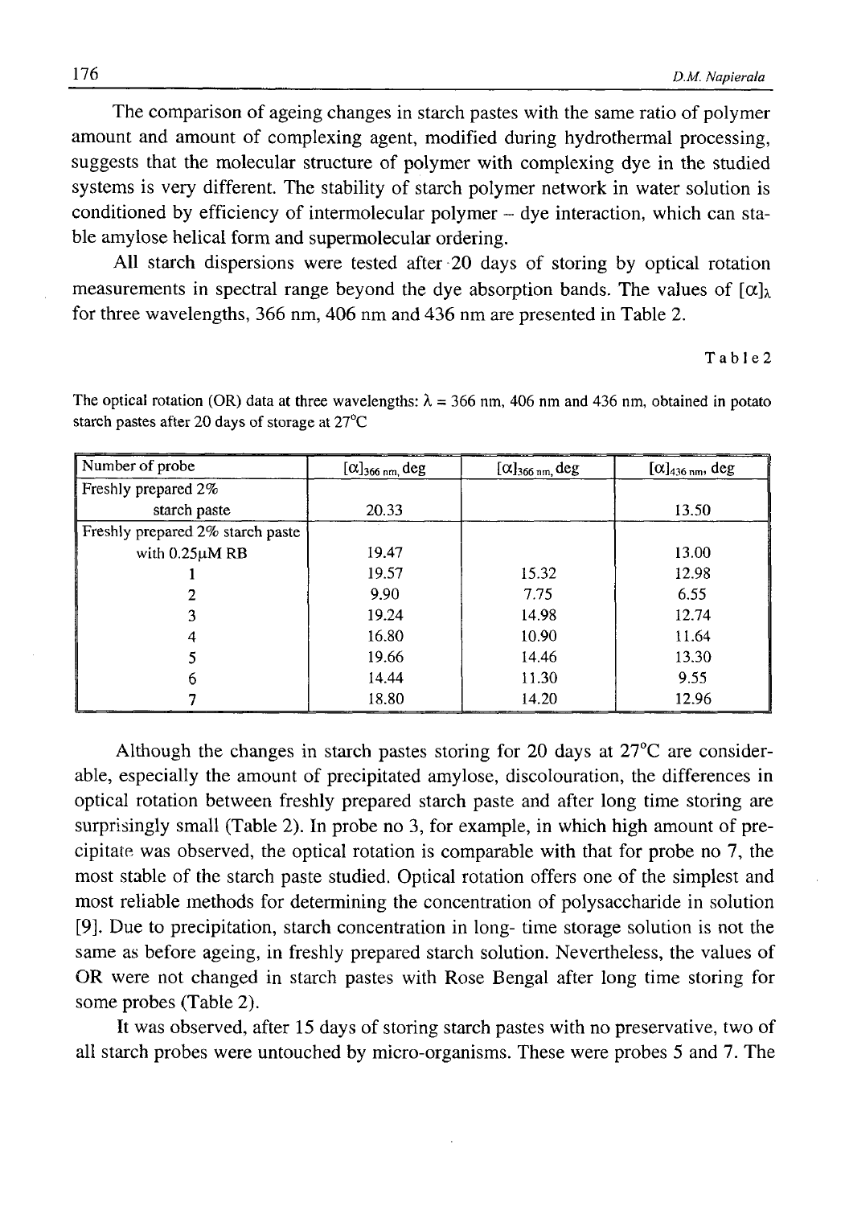The comparison of ageing changes in starch pastes with the same ratio of polymer amount and amount of complexing agent, modified during hydrothermal processing, suggests that the molecular structure of polymer with complexing dye in the studied systems is very different. The stability of starch polymer network in water solution is conditioned by efficiency of intermolecular polymer – dye interaction, which can stable amylose helical form and supermolecular ordering.

All starch dispersions were tested after 20 days of storing by optical rotation measurements in spectral range beyond the dye absorption bands. The values of $[\alpha]_\lambda$ for three wavelengths, 366 nm, 406 nm and 436 nm are presented in Table 2.

Table 2

The optical rotation (OR) data at three wavelengths: $\lambda$ = 366 nm, 406 nm and 436 nm, obtained in potato starch pastes after 20 days of storage at 27°C

| Number of probe | $[\alpha]_{366\ nm}$, deg | $[\alpha]_{366\ nm}$, deg | $[\alpha]_{436\ nm}$, deg |
|---|---|---|---|
| Freshly prepared 2% starch paste | 20.33 | | 13.50 |
| Freshly prepared 2% starch paste with 0.25μM RB | 19.47 | | 13.00 |
| 1 | 19.57 | 15.32 | 12.98 |
| 2 | 9.90 | 7.75 | 6.55 |
| 3 | 19.24 | 14.98 | 12.74 |
| 4 | 16.80 | 10.90 | 11.64 |
| 5 | 19.66 | 14.46 | 13.30 |
| 6 | 14.44 | 11.30 | 9.55 |
| 7 | 18.80 | 14.20 | 12.96 |

Although the changes in starch pastes storing for 20 days at 27°C are considerable, especially the amount of precipitated amylose, discolouration, the differences in optical rotation between freshly prepared starch paste and after long time storing are surprisingly small (Table 2). In probe no 3, for example, in which high amount of precipitate was observed, the optical rotation is comparable with that for probe no 7, the most stable of the starch paste studied. Optical rotation offers one of the simplest and most reliable methods for determining the concentration of polysaccharide in solution [9]. Due to precipitation, starch concentration in long- time storage solution is not the same as before ageing, in freshly prepared starch solution. Nevertheless, the values of OR were not changed in starch pastes with Rose Bengal after long time storing for some probes (Table 2).

It was observed, after 15 days of storing starch pastes with no preservative, two of all starch probes were untouched by micro-organisms. These were probes 5 and 7. The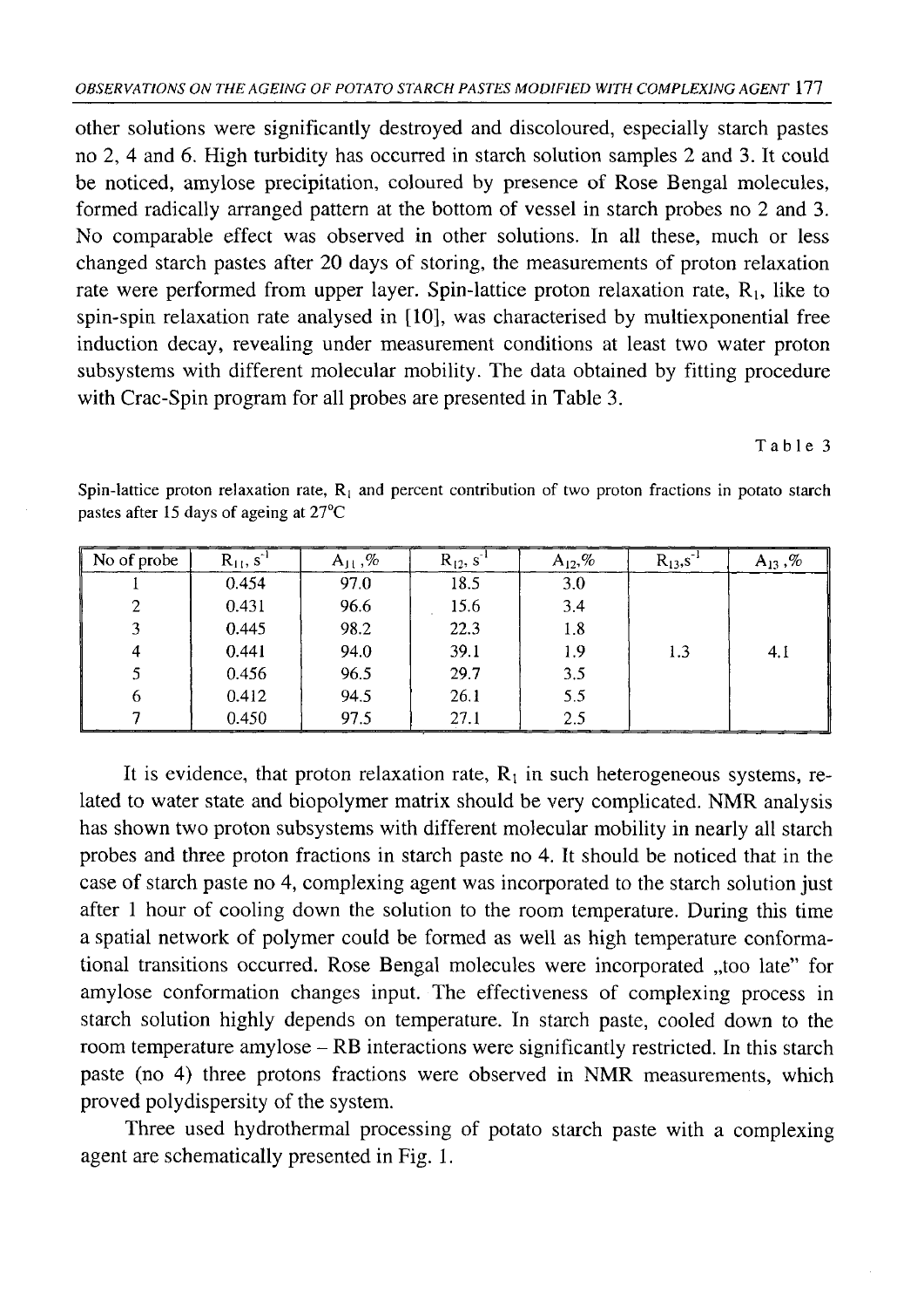other solutions were significantly destroyed and discoloured, especially starch pastes no 2, 4 and 6. High turbidity has occurred in starch solution samples 2 and 3. It could be noticed, amylose precipitation, coloured by presence of Rose Bengal molecules, formed radically arranged pattern at the bottom of vessel in starch probes no 2 and 3. No comparable effect was observed in other solutions. In all these, much or less changed starch pastes after 20 days of storing, the measurements of proton relaxation rate were performed from upper layer. Spin-lattice proton relaxation rate, $R_1$, like to spin-spin relaxation rate analysed in [10], was characterised by multiexponential free induction decay, revealing under measurement conditions at least two water proton subsystems with different molecular mobility. The data obtained by fitting procedure with Crac-Spin program for all probes are presented in Table 3.

Table 3

Spin-lattice proton relaxation rate, $R_1$ and percent contribution of two proton fractions in potato starch pastes after 15 days of ageing at 27°C

| No of probe | $R_{11}$, $s^{-1}$ | $A_{11}$, % | $R_{12}$, $s^{-1}$ | $A_{12}$, % | $R_{13}$, $s^{-1}$ | $A_{13}$, % |
|---|---|---|---|---|---|---|
| 1 | 0.454 | 97.0 | 18.5 | 3.0 | | |
| 2 | 0.431 | 96.6 | 15.6 | 3.4 | | |
| 3 | 0.445 | 98.2 | 22.3 | 1.8 | | |
| 4 | 0.441 | 94.0 | 39.1 | 1.9 | 1.3 | 4.1 |
| 5 | 0.456 | 96.5 | 29.7 | 3.5 | | |
| 6 | 0.412 | 94.5 | 26.1 | 5.5 | | |
| 7 | 0.450 | 97.5 | 27.1 | 2.5 | | |

It is evidence, that proton relaxation rate, $R_1$ in such heterogeneous systems, related to water state and biopolymer matrix should be very complicated. NMR analysis has shown two proton subsystems with different molecular mobility in nearly all starch probes and three proton fractions in starch paste no 4. It should be noticed that in the case of starch paste no 4, complexing agent was incorporated to the starch solution just after 1 hour of cooling down the solution to the room temperature. During this time a spatial network of polymer could be formed as well as high temperature conformational transitions occurred. Rose Bengal molecules were incorporated „too late" for amylose conformation changes input. The effectiveness of complexing process in starch solution highly depends on temperature. In starch paste, cooled down to the room temperature amylose – RB interactions were significantly restricted. In this starch paste (no 4) three protons fractions were observed in NMR measurements, which proved polydispersity of the system.

Three used hydrothermal processing of potato starch paste with a complexing agent are schematically presented in Fig. 1.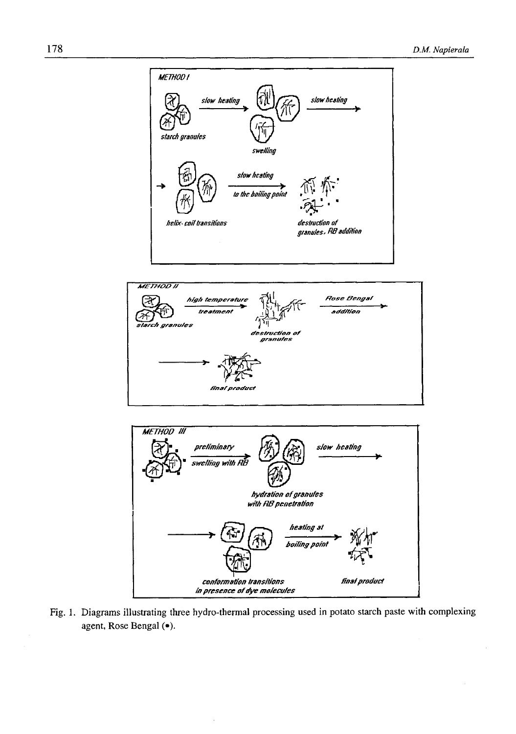METHOD I

starch granules → *slow heating* → swelling → *slow heating* → helix-coil transitions → *slow heating to the boiling point* → destruction of granules, RB addition

METHOD II

starch granules → *high temperature treatment* → destruction of granules → *Rose Bengal addition* → final product

METHOD III

→ *preliminary swelling with RB* → hydration of granules with RB penetration → *slow heating* → conformation transitions in presence of dye molecules → *heating at boiling point* → final product

Fig. 1. Diagrams illustrating three hydro-thermal processing used in potato starch paste with complexing agent, Rose Bengal (•).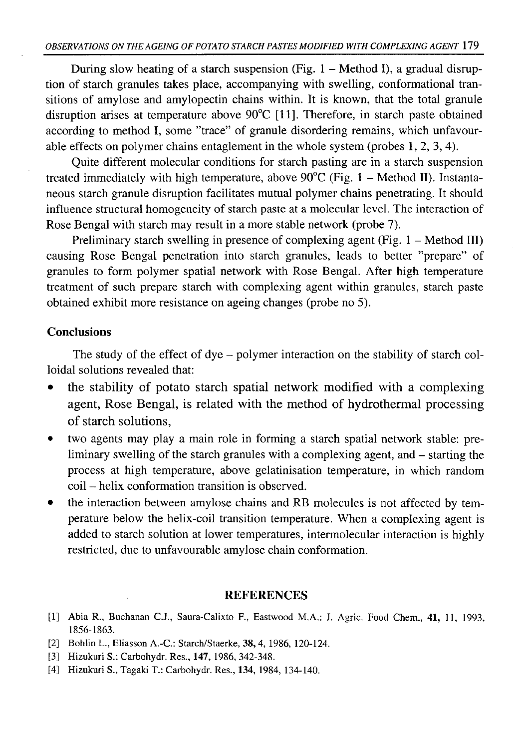During slow heating of a starch suspension (Fig. 1 – Method I), a gradual disruption of starch granules takes place, accompanying with swelling, conformational transitions of amylose and amylopectin chains within. It is known, that the total granule disruption arises at temperature above 90°C [11]. Therefore, in starch paste obtained according to method I, some "trace" of granule disordering remains, which unfavourable effects on polymer chains entaglement in the whole system (probes **1**, 2, 3, 4).

Quite different molecular conditions for starch pasting are in a starch suspension treated immediately with high temperature, above 90°C (Fig. 1 – Method II). Instantaneous starch granule disruption facilitates mutual polymer chains penetrating. It should influence structural homogeneity of starch paste at a molecular level. The interaction of Rose Bengal with starch may result in a more stable network (probe 7).

Preliminary starch swelling in presence of complexing agent (Fig. 1 – Method III) causing Rose Bengal penetration into starch granules, leads to better "prepare" of granules to form polymer spatial network with Rose Bengal. After high temperature treatment of such prepare starch with complexing agent within granules, starch paste obtained exhibit more resistance on ageing changes (probe no 5).

## Conclusions

The study of the effect of dye – polymer interaction on the stability of starch colloidal solutions revealed that:

- the stability of potato starch spatial network modified with a complexing agent, Rose Bengal, is related with the method of hydrothermal processing of starch solutions,
- two agents may play a main role in forming a starch spatial network stable: preliminary swelling of the starch granules with a complexing agent, and – starting the process at high temperature, above gelatinisation temperature, in which random coil – helix conformation transition is observed.
- the interaction between amylose chains and RB molecules is not affected by temperature below the helix-coil transition temperature. When a complexing agent is added to starch solution at lower temperatures, intermolecular interaction is highly restricted, due to unfavourable amylose chain conformation.

## REFERENCES

[1] Abia R., Buchanan C.J., Saura-Calixto F., Eastwood M.A.: J. Agric. Food Chem., **41**, 11, 1993, 1856-1863.

[2] Bohlin L., Eliasson A.-C.: Starch/Staerke, **38**, 4, 1986, 120-124.

[3] Hizukuri S.: Carbohydr. Res., **147**, 1986, 342-348.

[4] Hizukuri S., Tagaki T.: Carbohydr. Res., **134**, 1984, 134-140.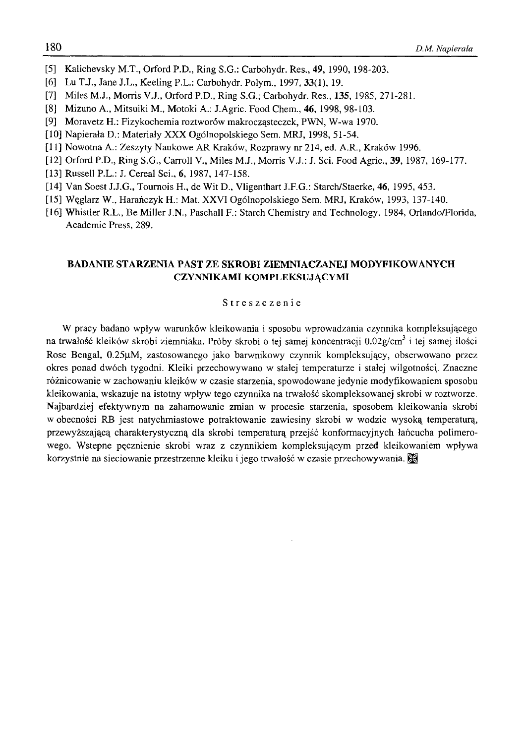[5] Kalichevsky M.T., Orford P.D., Ring S.G.: Carbohydr. Res., **49**, 1990, 198-203.

[6] Lu T.J., Jane J.L., Keeling P.L.: Carbohydr. Polym., 1997, **33**(1), 19.

[7] Miles M.J., Morris V.J., Orford P.D., Ring S.G.; Carbohydr. Res., **135**, 1985, 271-281.

[8] Mizuno A., Mitsuiki M., Motoki A.: J.Agric. Food Chem., **46**, 1998, 98-103.

[9] Moravetz H.: Fizykochemia roztworów makrocząsteczek, PWN, W-wa 1970.

[10] Napierała D.: Materiały XXX Ogólnopolskiego Sem. MRJ, 1998, 51-54.

[11] Nowotna A.: Zeszyty Naukowe AR Kraków, Rozprawy nr 214, ed. A.R., Kraków 1996.

[12] Orford P.D., Ring S.G., Carroll V., Miles M.J., Morris V.J.: J. Sci. Food Agric., **39**, 1987, 169-177.

[13] Russell P.L.: J. Cereal Sci., **6**, 1987, 147-158.

[14] Van Soest J.J.G., Tournois H., de Wit D., Vligenthart J.F.G.: Starch/Staerke, **46**, 1995, 453.

[15] Węglarz W., Harańczyk H.: Mat. XXVI Ogólnopolskiego Sem. MRJ, Kraków, 1993, 137-140.

[16] Whistler R.L., Be Miller J.N., Paschall F.: Starch Chemistry and Technology, 1984, Orlando/Florida, Academic Press, 289.

## BADANIE STARZENIA PAST ZE SKROBI ZIEMNIACZANEJ MODYFIKOWANYCH CZYNNIKAMI KOMPLEKSUJĄCYMI

### Streszczenie

W pracy badano wpływ warunków kleikowania i sposobu wprowadzania czynnika kompleksującego na trwałość kleików skrobi ziemniaka. Próby skrobi o tej samej koncentracji $0.02 g/cm^3$ i tej samej ilości Rose Bengal, $0.25 \mu M$, zastosowanego jako barwnikowy czynnik kompleksujący, obserwowano przez okres ponad dwóch tygodni. Kleiki przechowywano w stałej temperaturze i stałej wilgotności. Znaczne różnicowanie w zachowaniu kleików w czasie starzenia, spowodowane jedynie modyfikowaniem sposobu kleikowania, wskazuje na istotny wpływ tego czynnika na trwałość skompleksowanej skrobi w roztworze. Najbardziej efektywnym na zahamowanie zmian w procesie starzenia, sposobem kleikowania skrobi w obecności RB jest natychmiastowe potraktowanie zawiesiny skrobi w wodzie wysoką temperaturą, przewyższającą charakterystyczną dla skrobi temperaturą przejść konformacyjnych łańcucha polimerowego. Wstępne pęcznienie skrobi wraz z czynnikiem kompleksującym przed kleikowaniem wpływa korzystnie na sieciowanie przestrzenne kleiku i jego trwałość w czasie przechowywania.